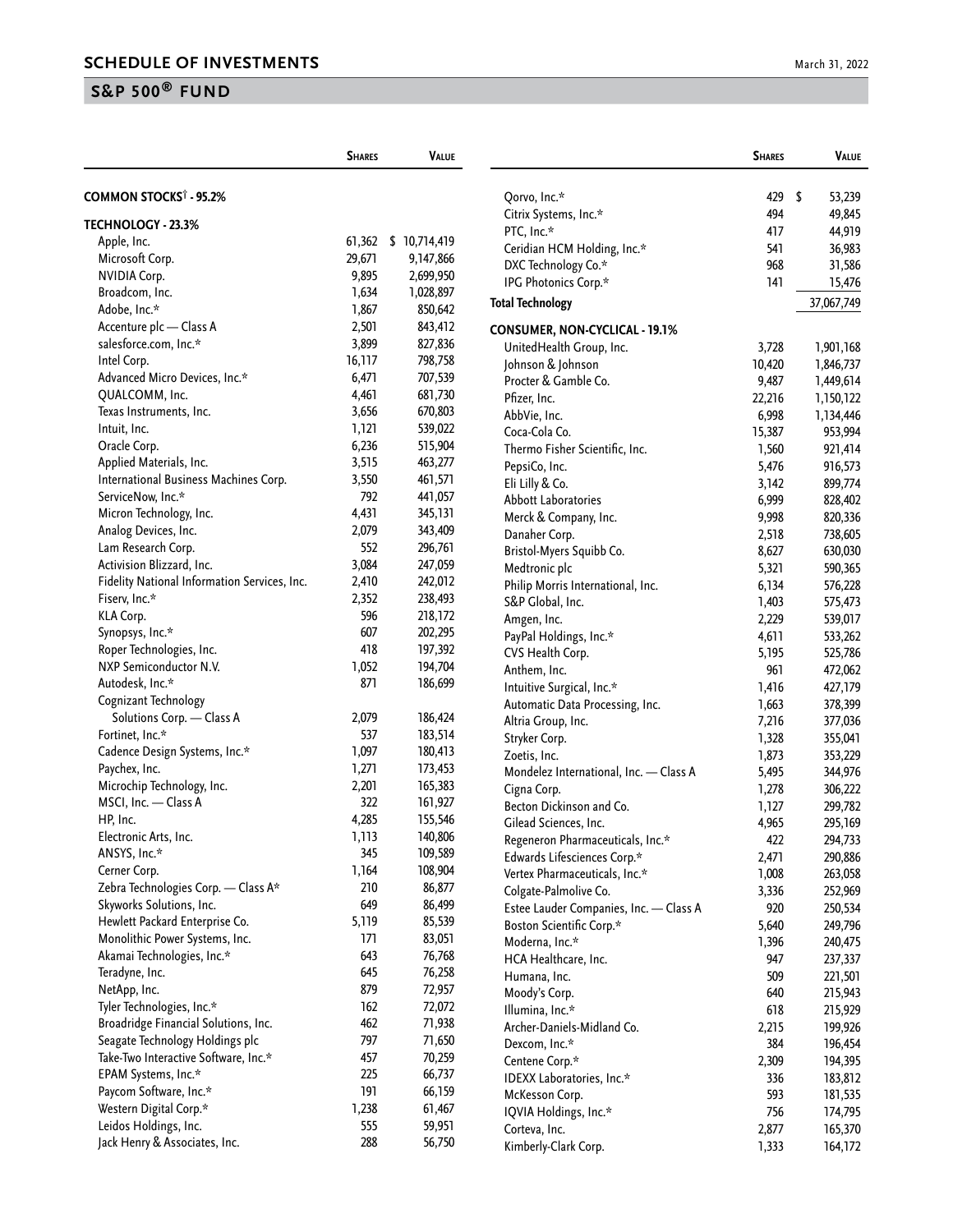# SCHEDULE OF INVESTMENTS

## S&P 500® FUND

| | Shares | Value |
|---|---|---|
| **COMMON STOCKS† - 95.2%** | | |
| **TECHNOLOGY - 23.3%** | | |
| Apple, Inc. | 61,362 | $ 10,714,419 |
| Microsoft Corp. | 29,671 | 9,147,866 |
| NVIDIA Corp. | 9,895 | 2,699,950 |
| Broadcom, Inc. | 1,634 | 1,028,897 |
| Adobe, Inc.* | 1,867 | 850,642 |
| Accenture plc — Class A | 2,501 | 843,412 |
| salesforce.com, Inc.* | 3,899 | 827,836 |
| Intel Corp. | 16,117 | 798,758 |
| Advanced Micro Devices, Inc.* | 6,471 | 707,539 |
| QUALCOMM, Inc. | 4,461 | 681,730 |
| Texas Instruments, Inc. | 3,656 | 670,803 |
| Intuit, Inc. | 1,121 | 539,022 |
| Oracle Corp. | 6,236 | 515,904 |
| Applied Materials, Inc. | 3,515 | 463,277 |
| International Business Machines Corp. | 3,550 | 461,571 |
| ServiceNow, Inc.* | 792 | 441,057 |
| Micron Technology, Inc. | 4,431 | 345,131 |
| Analog Devices, Inc. | 2,079 | 343,409 |
| Lam Research Corp. | 552 | 296,761 |
| Activision Blizzard, Inc. | 3,084 | 247,059 |
| Fidelity National Information Services, Inc. | 2,410 | 242,012 |
| Fiserv, Inc.* | 2,352 | 238,493 |
| KLA Corp. | 596 | 218,172 |
| Synopsys, Inc.* | 607 | 202,295 |
| Roper Technologies, Inc. | 418 | 197,392 |
| NXP Semiconductor N.V. | 1,052 | 194,704 |
| Autodesk, Inc.* | 871 | 186,699 |
| Cognizant Technology Solutions Corp. — Class A | 2,079 | 186,424 |
| Fortinet, Inc.* | 537 | 183,514 |
| Cadence Design Systems, Inc.* | 1,097 | 180,413 |
| Paychex, Inc. | 1,271 | 173,453 |
| Microchip Technology, Inc. | 2,201 | 165,383 |
| MSCI, Inc. — Class A | 322 | 161,927 |
| HP, Inc. | 4,285 | 155,546 |
| Electronic Arts, Inc. | 1,113 | 140,806 |
| ANSYS, Inc.* | 345 | 109,589 |
| Cerner Corp. | 1,164 | 108,904 |
| Zebra Technologies Corp. — Class A* | 210 | 86,877 |
| Skyworks Solutions, Inc. | 649 | 86,499 |
| Hewlett Packard Enterprise Co. | 5,119 | 85,539 |
| Monolithic Power Systems, Inc. | 171 | 83,051 |
| Akamai Technologies, Inc.* | 643 | 76,768 |
| Teradyne, Inc. | 645 | 76,258 |
| NetApp, Inc. | 879 | 72,957 |
| Tyler Technologies, Inc.* | 162 | 72,072 |
| Broadridge Financial Solutions, Inc. | 462 | 71,938 |
| Seagate Technology Holdings plc | 797 | 71,650 |
| Take-Two Interactive Software, Inc.* | 457 | 70,259 |
| EPAM Systems, Inc.* | 225 | 66,737 |
| Paycom Software, Inc.* | 191 | 66,159 |
| Western Digital Corp.* | 1,238 | 61,467 |
| Leidos Holdings, Inc. | 555 | 59,951 |
| Jack Henry & Associates, Inc. | 288 | 56,750 |
| Qorvo, Inc.* | 429 | $ 53,239 |
| Citrix Systems, Inc.* | 494 | 49,845 |
| PTC, Inc.* | 417 | 44,919 |
| Ceridian HCM Holding, Inc.* | 541 | 36,983 |
| DXC Technology Co.* | 968 | 31,586 |
| IPG Photonics Corp.* | 141 | 15,476 |
| **Total Technology** | | 37,067,749 |
| **CONSUMER, NON-CYCLICAL - 19.1%** | | |
| UnitedHealth Group, Inc. | 3,728 | 1,901,168 |
| Johnson & Johnson | 10,420 | 1,846,737 |
| Procter & Gamble Co. | 9,487 | 1,449,614 |
| Pfizer, Inc. | 22,216 | 1,150,122 |
| AbbVie, Inc. | 6,998 | 1,134,446 |
| Coca-Cola Co. | 15,387 | 953,994 |
| Thermo Fisher Scientific, Inc. | 1,560 | 921,414 |
| PepsiCo, Inc. | 5,476 | 916,573 |
| Eli Lilly & Co. | 3,142 | 899,774 |
| Abbott Laboratories | 6,999 | 828,402 |
| Merck & Company, Inc. | 9,998 | 820,336 |
| Danaher Corp. | 2,518 | 738,605 |
| Bristol-Myers Squibb Co. | 8,627 | 630,030 |
| Medtronic plc | 5,321 | 590,365 |
| Philip Morris International, Inc. | 6,134 | 576,228 |
| S&P Global, Inc. | 1,403 | 575,473 |
| Amgen, Inc. | 2,229 | 539,017 |
| PayPal Holdings, Inc.* | 4,611 | 533,262 |
| CVS Health Corp. | 5,195 | 525,786 |
| Anthem, Inc. | 961 | 472,062 |
| Intuitive Surgical, Inc.* | 1,416 | 427,179 |
| Automatic Data Processing, Inc. | 1,663 | 378,399 |
| Altria Group, Inc. | 7,216 | 377,036 |
| Stryker Corp. | 1,328 | 355,041 |
| Zoetis, Inc. | 1,873 | 353,229 |
| Mondelez International, Inc. — Class A | 5,495 | 344,976 |
| Cigna Corp. | 1,278 | 306,222 |
| Becton Dickinson and Co. | 1,127 | 299,782 |
| Gilead Sciences, Inc. | 4,965 | 295,169 |
| Regeneron Pharmaceuticals, Inc.* | 422 | 294,733 |
| Edwards Lifesciences Corp.* | 2,471 | 290,886 |
| Vertex Pharmaceuticals, Inc.* | 1,008 | 263,058 |
| Colgate-Palmolive Co. | 3,336 | 252,969 |
| Estee Lauder Companies, Inc. — Class A | 920 | 250,534 |
| Boston Scientific Corp.* | 5,640 | 249,796 |
| Moderna, Inc.* | 1,396 | 240,475 |
| HCA Healthcare, Inc. | 947 | 237,337 |
| Humana, Inc. | 509 | 221,501 |
| Moody's Corp. | 640 | 215,943 |
| Illumina, Inc.* | 618 | 215,929 |
| Archer-Daniels-Midland Co. | 2,215 | 199,926 |
| Dexcom, Inc.* | 384 | 196,454 |
| Centene Corp.* | 2,309 | 194,395 |
| IDEXX Laboratories, Inc.* | 336 | 183,812 |
| McKesson Corp. | 593 | 181,535 |
| IQVIA Holdings, Inc.* | 756 | 174,795 |
| Corteva, Inc. | 2,877 | 165,370 |
| Kimberly-Clark Corp. | 1,333 | 164,172 |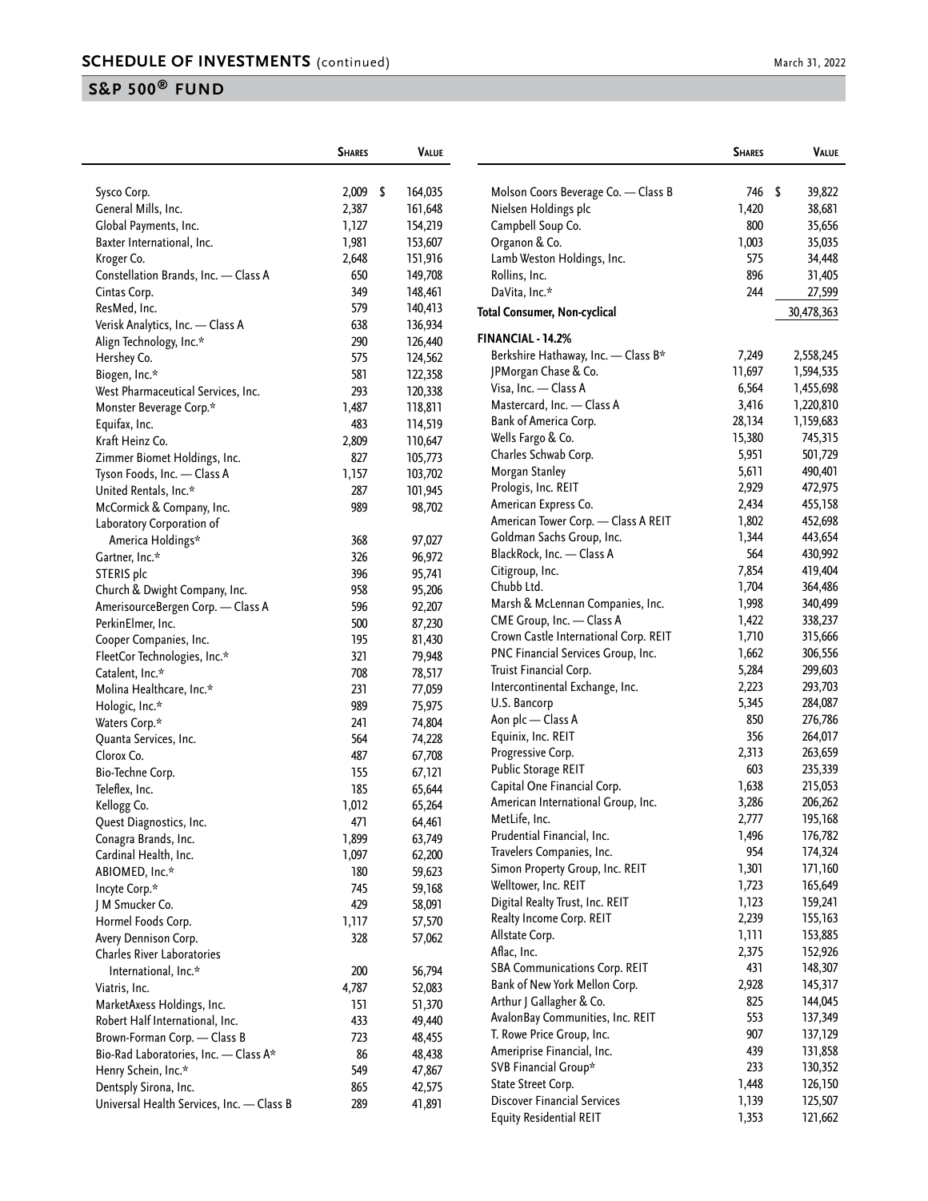## SCHEDULE OF INVESTMENTS (continued)

## S&P 500® FUND

| | Shares | Value |
|---|---|---|
| Sysco Corp. | 2,009 | $ 164,035 |
| General Mills, Inc. | 2,387 | 161,648 |
| Global Payments, Inc. | 1,127 | 154,219 |
| Baxter International, Inc. | 1,981 | 153,607 |
| Kroger Co. | 2,648 | 151,916 |
| Constellation Brands, Inc. — Class A | 650 | 149,708 |
| Cintas Corp. | 349 | 148,461 |
| ResMed, Inc. | 579 | 140,413 |
| Verisk Analytics, Inc. — Class A | 638 | 136,934 |
| Align Technology, Inc.* | 290 | 126,440 |
| Hershey Co. | 575 | 124,562 |
| Biogen, Inc.* | 581 | 122,358 |
| West Pharmaceutical Services, Inc. | 293 | 120,338 |
| Monster Beverage Corp.* | 1,487 | 118,811 |
| Equifax, Inc. | 483 | 114,519 |
| Kraft Heinz Co. | 2,809 | 110,647 |
| Zimmer Biomet Holdings, Inc. | 827 | 105,773 |
| Tyson Foods, Inc. — Class A | 1,157 | 103,702 |
| United Rentals, Inc.* | 287 | 101,945 |
| McCormick & Company, Inc. | 989 | 98,702 |
| Laboratory Corporation of America Holdings* | 368 | 97,027 |
| Gartner, Inc.* | 326 | 96,972 |
| STERIS plc | 396 | 95,741 |
| Church & Dwight Company, Inc. | 958 | 95,206 |
| AmerisourceBergen Corp. — Class A | 596 | 92,207 |
| PerkinElmer, Inc. | 500 | 87,230 |
| Cooper Companies, Inc. | 195 | 81,430 |
| FleetCor Technologies, Inc.* | 321 | 79,948 |
| Catalent, Inc.* | 708 | 78,517 |
| Molina Healthcare, Inc.* | 231 | 77,059 |
| Hologic, Inc.* | 989 | 75,975 |
| Waters Corp.* | 241 | 74,804 |
| Quanta Services, Inc. | 564 | 74,228 |
| Clorox Co. | 487 | 67,708 |
| Bio-Techne Corp. | 155 | 67,121 |
| Teleflex, Inc. | 185 | 65,644 |
| Kellogg Co. | 1,012 | 65,264 |
| Quest Diagnostics, Inc. | 471 | 64,461 |
| Conagra Brands, Inc. | 1,899 | 63,749 |
| Cardinal Health, Inc. | 1,097 | 62,200 |
| ABIOMED, Inc.* | 180 | 59,623 |
| Incyte Corp.* | 745 | 59,168 |
| J M Smucker Co. | 429 | 58,091 |
| Hormel Foods Corp. | 1,117 | 57,570 |
| Avery Dennison Corp. | 328 | 57,062 |
| Charles River Laboratories International, Inc.* | 200 | 56,794 |
| Viatris, Inc. | 4,787 | 52,083 |
| MarketAxess Holdings, Inc. | 151 | 51,370 |
| Robert Half International, Inc. | 433 | 49,440 |
| Brown-Forman Corp. — Class B | 723 | 48,455 |
| Bio-Rad Laboratories, Inc. — Class A* | 86 | 48,438 |
| Henry Schein, Inc.* | 549 | 47,867 |
| Dentsply Sirona, Inc. | 865 | 42,575 |
| Universal Health Services, Inc. — Class B | 289 | 41,891 |
| Molson Coors Beverage Co. — Class B | 746 | $ 39,822 |
| Nielsen Holdings plc | 1,420 | 38,681 |
| Campbell Soup Co. | 800 | 35,656 |
| Organon & Co. | 1,003 | 35,035 |
| Lamb Weston Holdings, Inc. | 575 | 34,448 |
| Rollins, Inc. | 896 | 31,405 |
| DaVita, Inc.* | 244 | 27,599 |
| **Total Consumer, Non-cyclical** | | 30,478,363 |
| **FINANCIAL - 14.2%** | | |
| Berkshire Hathaway, Inc. — Class B* | 7,249 | 2,558,245 |
| JPMorgan Chase & Co. | 11,697 | 1,594,535 |
| Visa, Inc. — Class A | 6,564 | 1,455,698 |
| Mastercard, Inc. — Class A | 3,416 | 1,220,810 |
| Bank of America Corp. | 28,134 | 1,159,683 |
| Wells Fargo & Co. | 15,380 | 745,315 |
| Charles Schwab Corp. | 5,951 | 501,729 |
| Morgan Stanley | 5,611 | 490,401 |
| Prologis, Inc. REIT | 2,929 | 472,975 |
| American Express Co. | 2,434 | 455,158 |
| American Tower Corp. — Class A REIT | 1,802 | 452,698 |
| Goldman Sachs Group, Inc. | 1,344 | 443,654 |
| BlackRock, Inc. — Class A | 564 | 430,992 |
| Citigroup, Inc. | 7,854 | 419,404 |
| Chubb Ltd. | 1,704 | 364,486 |
| Marsh & McLennan Companies, Inc. | 1,998 | 340,499 |
| CME Group, Inc. — Class A | 1,422 | 338,237 |
| Crown Castle International Corp. REIT | 1,710 | 315,666 |
| PNC Financial Services Group, Inc. | 1,662 | 306,556 |
| Truist Financial Corp. | 5,284 | 299,603 |
| Intercontinental Exchange, Inc. | 2,223 | 293,703 |
| U.S. Bancorp | 5,345 | 284,087 |
| Aon plc — Class A | 850 | 276,786 |
| Equinix, Inc. REIT | 356 | 264,017 |
| Progressive Corp. | 2,313 | 263,659 |
| Public Storage REIT | 603 | 235,339 |
| Capital One Financial Corp. | 1,638 | 215,053 |
| American International Group, Inc. | 3,286 | 206,262 |
| MetLife, Inc. | 2,777 | 195,168 |
| Prudential Financial, Inc. | 1,496 | 176,782 |
| Travelers Companies, Inc. | 954 | 174,324 |
| Simon Property Group, Inc. REIT | 1,301 | 171,160 |
| Welltower, Inc. REIT | 1,723 | 165,649 |
| Digital Realty Trust, Inc. REIT | 1,123 | 159,241 |
| Realty Income Corp. REIT | 2,239 | 155,163 |
| Allstate Corp. | 1,111 | 153,885 |
| Aflac, Inc. | 2,375 | 152,926 |
| SBA Communications Corp. REIT | 431 | 148,307 |
| Bank of New York Mellon Corp. | 2,928 | 145,317 |
| Arthur J Gallagher & Co. | 825 | 144,045 |
| AvalonBay Communities, Inc. REIT | 553 | 137,349 |
| T. Rowe Price Group, Inc. | 907 | 137,129 |
| Ameriprise Financial, Inc. | 439 | 131,858 |
| SVB Financial Group* | 233 | 130,352 |
| State Street Corp. | 1,448 | 126,150 |
| Discover Financial Services | 1,139 | 125,507 |
| Equity Residential REIT | 1,353 | 121,662 |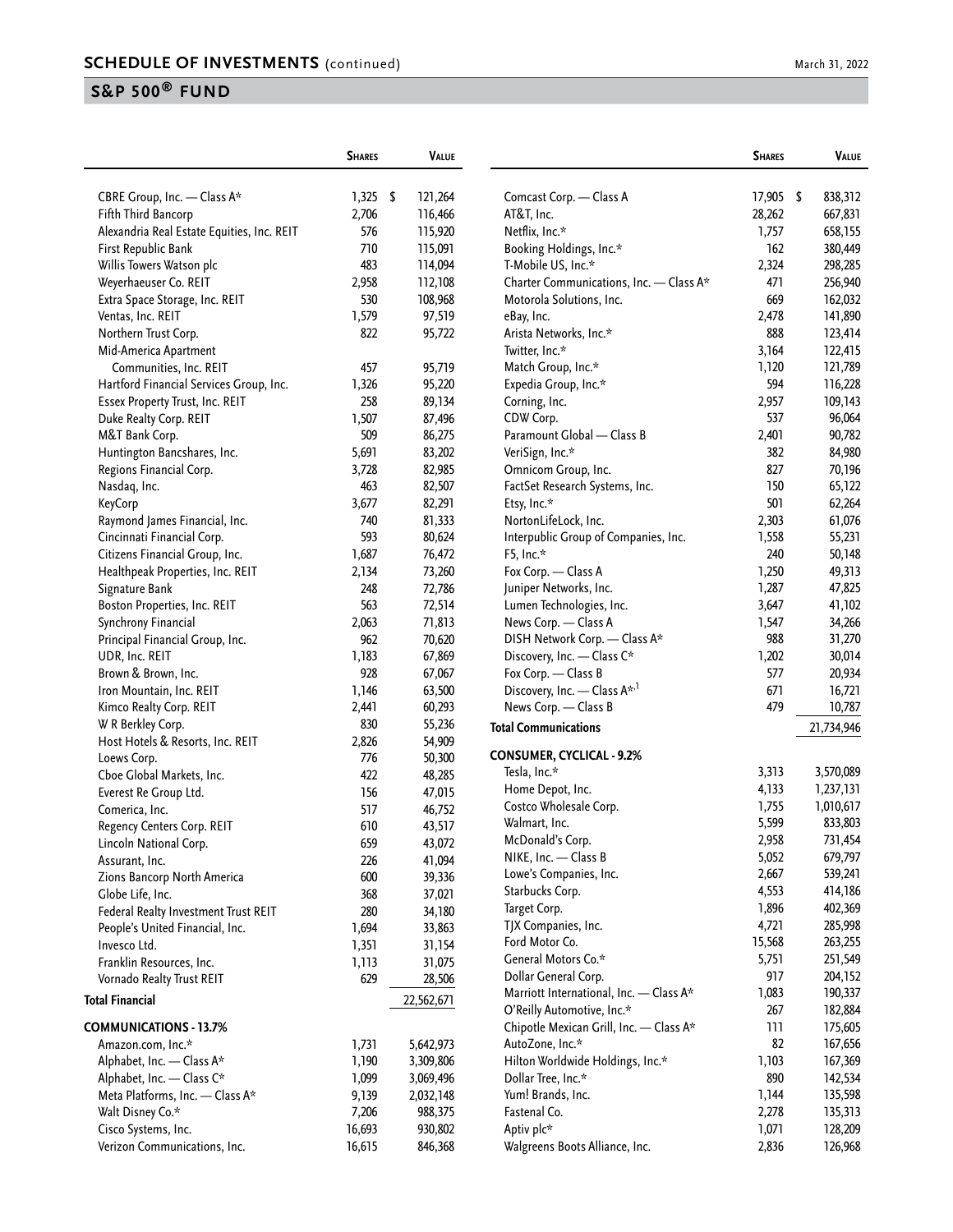## SCHEDULE OF INVESTMENTS (continued)

## S&P 500® FUND

March 31, 2022

| | Shares | Value |
|---|---|---|
| CBRE Group, Inc. — Class A* | 1,325 | $ 121,264 |
| Fifth Third Bancorp | 2,706 | 116,466 |
| Alexandria Real Estate Equities, Inc. REIT | 576 | 115,920 |
| First Republic Bank | 710 | 115,091 |
| Willis Towers Watson plc | 483 | 114,094 |
| Weyerhaeuser Co. REIT | 2,958 | 112,108 |
| Extra Space Storage, Inc. REIT | 530 | 108,968 |
| Ventas, Inc. REIT | 1,579 | 97,519 |
| Northern Trust Corp. | 822 | 95,722 |
| Mid-America Apartment Communities, Inc. REIT | 457 | 95,719 |
| Hartford Financial Services Group, Inc. | 1,326 | 95,220 |
| Essex Property Trust, Inc. REIT | 258 | 89,134 |
| Duke Realty Corp. REIT | 1,507 | 87,496 |
| M&T Bank Corp. | 509 | 86,275 |
| Huntington Bancshares, Inc. | 5,691 | 83,202 |
| Regions Financial Corp. | 3,728 | 82,985 |
| Nasdaq, Inc. | 463 | 82,507 |
| KeyCorp | 3,677 | 82,291 |
| Raymond James Financial, Inc. | 740 | 81,333 |
| Cincinnati Financial Corp. | 593 | 80,624 |
| Citizens Financial Group, Inc. | 1,687 | 76,472 |
| Healthpeak Properties, Inc. REIT | 2,134 | 73,260 |
| Signature Bank | 248 | 72,786 |
| Boston Properties, Inc. REIT | 563 | 72,514 |
| Synchrony Financial | 2,063 | 71,813 |
| Principal Financial Group, Inc. | 962 | 70,620 |
| UDR, Inc. REIT | 1,183 | 67,869 |
| Brown & Brown, Inc. | 928 | 67,067 |
| Iron Mountain, Inc. REIT | 1,146 | 63,500 |
| Kimco Realty Corp. REIT | 2,441 | 60,293 |
| W R Berkley Corp. | 830 | 55,236 |
| Host Hotels & Resorts, Inc. REIT | 2,826 | 54,909 |
| Loews Corp. | 776 | 50,300 |
| Cboe Global Markets, Inc. | 422 | 48,285 |
| Everest Re Group Ltd. | 156 | 47,015 |
| Comerica, Inc. | 517 | 46,752 |
| Regency Centers Corp. REIT | 610 | 43,517 |
| Lincoln National Corp. | 659 | 43,072 |
| Assurant, Inc. | 226 | 41,094 |
| Zions Bancorp North America | 600 | 39,336 |
| Globe Life, Inc. | 368 | 37,021 |
| Federal Realty Investment Trust REIT | 280 | 34,180 |
| People's United Financial, Inc. | 1,694 | 33,863 |
| Invesco Ltd. | 1,351 | 31,154 |
| Franklin Resources, Inc. | 1,113 | 31,075 |
| Vornado Realty Trust REIT | 629 | 28,506 |
| **Total Financial** | | 22,562,671 |
| **COMMUNICATIONS - 13.7%** | | |
| Amazon.com, Inc.* | 1,731 | 5,642,973 |
| Alphabet, Inc. — Class A* | 1,190 | 3,309,806 |
| Alphabet, Inc. — Class C* | 1,099 | 3,069,496 |
| Meta Platforms, Inc. — Class A* | 9,139 | 2,032,148 |
| Walt Disney Co.* | 7,206 | 988,375 |
| Cisco Systems, Inc. | 16,693 | 930,802 |
| Verizon Communications, Inc. | 16,615 | 846,368 |
| Comcast Corp. — Class A | 17,905 | $ 838,312 |
| AT&T, Inc. | 28,262 | 667,831 |
| Netflix, Inc.* | 1,757 | 658,155 |
| Booking Holdings, Inc.* | 162 | 380,449 |
| T-Mobile US, Inc.* | 2,324 | 298,285 |
| Charter Communications, Inc. — Class A* | 471 | 256,940 |
| Motorola Solutions, Inc. | 669 | 162,032 |
| eBay, Inc. | 2,478 | 141,890 |
| Arista Networks, Inc.* | 888 | 123,414 |
| Twitter, Inc.* | 3,164 | 122,415 |
| Match Group, Inc.* | 1,120 | 121,789 |
| Expedia Group, Inc.* | 594 | 116,228 |
| Corning, Inc. | 2,957 | 109,143 |
| CDW Corp. | 537 | 96,064 |
| Paramount Global — Class B | 2,401 | 90,782 |
| VeriSign, Inc.* | 382 | 84,980 |
| Omnicom Group, Inc. | 827 | 70,196 |
| FactSet Research Systems, Inc. | 150 | 65,122 |
| Etsy, Inc.* | 501 | 62,264 |
| NortonLifeLock, Inc. | 2,303 | 61,076 |
| Interpublic Group of Companies, Inc. | 1,558 | 55,231 |
| F5, Inc.* | 240 | 50,148 |
| Fox Corp. — Class A | 1,250 | 49,313 |
| Juniper Networks, Inc. | 1,287 | 47,825 |
| Lumen Technologies, Inc. | 3,647 | 41,102 |
| News Corp. — Class A | 1,547 | 34,266 |
| DISH Network Corp. — Class A* | 988 | 31,270 |
| Discovery, Inc. — Class C* | 1,202 | 30,014 |
| Fox Corp. — Class B | 577 | 20,934 |
| Discovery, Inc. — Class A*,[1] | 671 | 16,721 |
| News Corp. — Class B | 479 | 10,787 |
| **Total Communications** | | 21,734,946 |
| **CONSUMER, CYCLICAL - 9.2%** | | |
| Tesla, Inc.* | 3,313 | 3,570,089 |
| Home Depot, Inc. | 4,133 | 1,237,131 |
| Costco Wholesale Corp. | 1,755 | 1,010,617 |
| Walmart, Inc. | 5,599 | 833,803 |
| McDonald's Corp. | 2,958 | 731,454 |
| NIKE, Inc. — Class B | 5,052 | 679,797 |
| Lowe's Companies, Inc. | 2,667 | 539,241 |
| Starbucks Corp. | 4,553 | 414,186 |
| Target Corp. | 1,896 | 402,369 |
| TJX Companies, Inc. | 4,721 | 285,998 |
| Ford Motor Co. | 15,568 | 263,255 |
| General Motors Co.* | 5,751 | 251,549 |
| Dollar General Corp. | 917 | 204,152 |
| Marriott International, Inc. — Class A* | 1,083 | 190,337 |
| O'Reilly Automotive, Inc.* | 267 | 182,884 |
| Chipotle Mexican Grill, Inc. — Class A* | 111 | 175,605 |
| AutoZone, Inc.* | 82 | 167,656 |
| Hilton Worldwide Holdings, Inc.* | 1,103 | 167,369 |
| Dollar Tree, Inc.* | 890 | 142,534 |
| Yum! Brands, Inc. | 1,144 | 135,598 |
| Fastenal Co. | 2,278 | 135,313 |
| Aptiv plc* | 1,071 | 128,209 |
| Walgreens Boots Alliance, Inc. | 2,836 | 126,968 |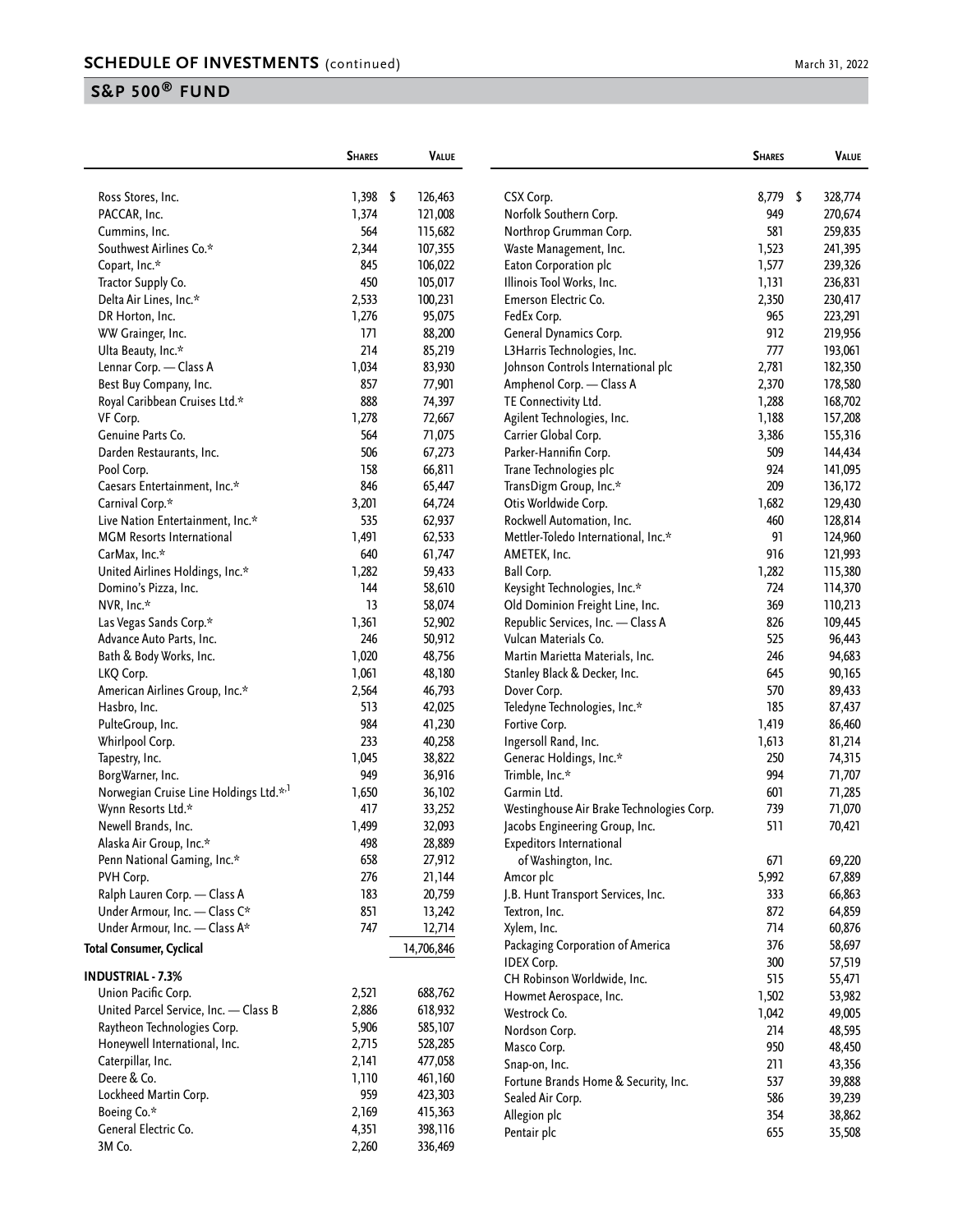## SCHEDULE OF INVESTMENTS (continued)

March 31, 2022

## S&P 500® FUND

| | Shares | Value |
|---|---|---|
| Ross Stores, Inc. | 1,398 | $ 126,463 |
| PACCAR, Inc. | 1,374 | 121,008 |
| Cummins, Inc. | 564 | 115,682 |
| Southwest Airlines Co.* | 2,344 | 107,355 |
| Copart, Inc.* | 845 | 106,022 |
| Tractor Supply Co. | 450 | 105,017 |
| Delta Air Lines, Inc.* | 2,533 | 100,231 |
| DR Horton, Inc. | 1,276 | 95,075 |
| WW Grainger, Inc. | 171 | 88,200 |
| Ulta Beauty, Inc.* | 214 | 85,219 |
| Lennar Corp. — Class A | 1,034 | 83,930 |
| Best Buy Company, Inc. | 857 | 77,901 |
| Royal Caribbean Cruises Ltd.* | 888 | 74,397 |
| VF Corp. | 1,278 | 72,667 |
| Genuine Parts Co. | 564 | 71,075 |
| Darden Restaurants, Inc. | 506 | 67,273 |
| Pool Corp. | 158 | 66,811 |
| Caesars Entertainment, Inc.* | 846 | 65,447 |
| Carnival Corp.* | 3,201 | 64,724 |
| Live Nation Entertainment, Inc.* | 535 | 62,937 |
| MGM Resorts International | 1,491 | 62,533 |
| CarMax, Inc.* | 640 | 61,747 |
| United Airlines Holdings, Inc.* | 1,282 | 59,433 |
| Domino's Pizza, Inc. | 144 | 58,610 |
| NVR, Inc.* | 13 | 58,074 |
| Las Vegas Sands Corp.* | 1,361 | 52,902 |
| Advance Auto Parts, Inc. | 246 | 50,912 |
| Bath & Body Works, Inc. | 1,020 | 48,756 |
| LKQ Corp. | 1,061 | 48,180 |
| American Airlines Group, Inc.* | 2,564 | 46,793 |
| Hasbro, Inc. | 513 | 42,025 |
| PulteGroup, Inc. | 984 | 41,230 |
| Whirlpool Corp. | 233 | 40,258 |
| Tapestry, Inc. | 1,045 | 38,822 |
| BorgWarner, Inc. | 949 | 36,916 |
| Norwegian Cruise Line Holdings Ltd.*,[1] | 1,650 | 36,102 |
| Wynn Resorts Ltd.* | 417 | 33,252 |
| Newell Brands, Inc. | 1,499 | 32,093 |
| Alaska Air Group, Inc.* | 498 | 28,889 |
| Penn National Gaming, Inc.* | 658 | 27,912 |
| PVH Corp. | 276 | 21,144 |
| Ralph Lauren Corp. — Class A | 183 | 20,759 |
| Under Armour, Inc. — Class C* | 851 | 13,242 |
| Under Armour, Inc. — Class A* | 747 | 12,714 |
| **Total Consumer, Cyclical** | | 14,706,846 |
| **INDUSTRIAL - 7.3%** | | |
| Union Pacific Corp. | 2,521 | 688,762 |
| United Parcel Service, Inc. — Class B | 2,886 | 618,932 |
| Raytheon Technologies Corp. | 5,906 | 585,107 |
| Honeywell International, Inc. | 2,715 | 528,285 |
| Caterpillar, Inc. | 2,141 | 477,058 |
| Deere & Co. | 1,110 | 461,160 |
| Lockheed Martin Corp. | 959 | 423,303 |
| Boeing Co.* | 2,169 | 415,363 |
| General Electric Co. | 4,351 | 398,116 |
| 3M Co. | 2,260 | 336,469 |
| CSX Corp. | 8,779 | $ 328,774 |
| Norfolk Southern Corp. | 949 | 270,674 |
| Northrop Grumman Corp. | 581 | 259,835 |
| Waste Management, Inc. | 1,523 | 241,395 |
| Eaton Corporation plc | 1,577 | 239,326 |
| Illinois Tool Works, Inc. | 1,131 | 236,831 |
| Emerson Electric Co. | 2,350 | 230,417 |
| FedEx Corp. | 965 | 223,291 |
| General Dynamics Corp. | 912 | 219,956 |
| L3Harris Technologies, Inc. | 777 | 193,061 |
| Johnson Controls International plc | 2,781 | 182,350 |
| Amphenol Corp. — Class A | 2,370 | 178,580 |
| TE Connectivity Ltd. | 1,288 | 168,702 |
| Agilent Technologies, Inc. | 1,188 | 157,208 |
| Carrier Global Corp. | 3,386 | 155,316 |
| Parker-Hannifin Corp. | 509 | 144,434 |
| Trane Technologies plc | 924 | 141,095 |
| TransDigm Group, Inc.* | 209 | 136,172 |
| Otis Worldwide Corp. | 1,682 | 129,430 |
| Rockwell Automation, Inc. | 460 | 128,814 |
| Mettler-Toledo International, Inc.* | 91 | 124,960 |
| AMETEK, Inc. | 916 | 121,993 |
| Ball Corp. | 1,282 | 115,380 |
| Keysight Technologies, Inc.* | 724 | 114,370 |
| Old Dominion Freight Line, Inc. | 369 | 110,213 |
| Republic Services, Inc. — Class A | 826 | 109,445 |
| Vulcan Materials Co. | 525 | 96,443 |
| Martin Marietta Materials, Inc. | 246 | 94,683 |
| Stanley Black & Decker, Inc. | 645 | 90,165 |
| Dover Corp. | 570 | 89,433 |
| Teledyne Technologies, Inc.* | 185 | 87,437 |
| Fortive Corp. | 1,419 | 86,460 |
| Ingersoll Rand, Inc. | 1,613 | 81,214 |
| Generac Holdings, Inc.* | 250 | 74,315 |
| Trimble, Inc.* | 994 | 71,707 |
| Garmin Ltd. | 601 | 71,285 |
| Westinghouse Air Brake Technologies Corp. | 739 | 71,070 |
| Jacobs Engineering Group, Inc. | 511 | 70,421 |
| Expeditors International of Washington, Inc. | 671 | 69,220 |
| Amcor plc | 5,992 | 67,889 |
| J.B. Hunt Transport Services, Inc. | 333 | 66,863 |
| Textron, Inc. | 872 | 64,859 |
| Xylem, Inc. | 714 | 60,876 |
| Packaging Corporation of America | 376 | 58,697 |
| IDEX Corp. | 300 | 57,519 |
| CH Robinson Worldwide, Inc. | 515 | 55,471 |
| Howmet Aerospace, Inc. | 1,502 | 53,982 |
| Westrock Co. | 1,042 | 49,005 |
| Nordson Corp. | 214 | 48,595 |
| Masco Corp. | 950 | 48,450 |
| Snap-on, Inc. | 211 | 43,356 |
| Fortune Brands Home & Security, Inc. | 537 | 39,888 |
| Sealed Air Corp. | 586 | 39,239 |
| Allegion plc | 354 | 38,862 |
| Pentair plc | 655 | 35,508 |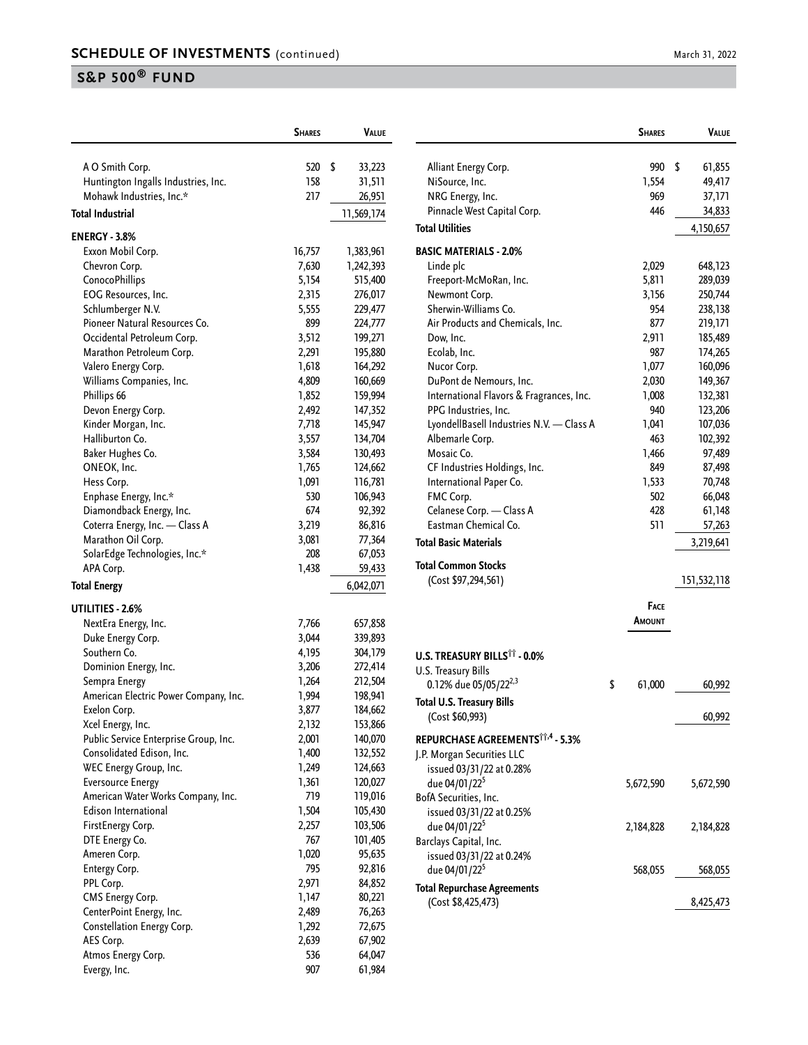## SCHEDULE OF INVESTMENTS (continued)

## S&P 500® FUND

| | Shares | Value |
|---|---|---|
| A O Smith Corp. | 520 | $ 33,223 |
| Huntington Ingalls Industries, Inc. | 158 | 31,511 |
| Mohawk Industries, Inc.* | 217 | 26,951 |
| **Total Industrial** | | 11,569,174 |
| **ENERGY - 3.8%** | | |
| Exxon Mobil Corp. | 16,757 | 1,383,961 |
| Chevron Corp. | 7,630 | 1,242,393 |
| ConocoPhillips | 5,154 | 515,400 |
| EOG Resources, Inc. | 2,315 | 276,017 |
| Schlumberger N.V. | 5,555 | 229,477 |
| Pioneer Natural Resources Co. | 899 | 224,777 |
| Occidental Petroleum Corp. | 3,512 | 199,271 |
| Marathon Petroleum Corp. | 2,291 | 195,880 |
| Valero Energy Corp. | 1,618 | 164,292 |
| Williams Companies, Inc. | 4,809 | 160,669 |
| Phillips 66 | 1,852 | 159,994 |
| Devon Energy Corp. | 2,492 | 147,352 |
| Kinder Morgan, Inc. | 7,718 | 145,947 |
| Halliburton Co. | 3,557 | 134,704 |
| Baker Hughes Co. | 3,584 | 130,493 |
| ONEOK, Inc. | 1,765 | 124,662 |
| Hess Corp. | 1,091 | 116,781 |
| Enphase Energy, Inc.* | 530 | 106,943 |
| Diamondback Energy, Inc. | 674 | 92,392 |
| Coterra Energy, Inc. — Class A | 3,219 | 86,816 |
| Marathon Oil Corp. | 3,081 | 77,364 |
| SolarEdge Technologies, Inc.* | 208 | 67,053 |
| APA Corp. | 1,438 | 59,433 |
| **Total Energy** | | 6,042,071 |
| **UTILITIES - 2.6%** | | |
| NextEra Energy, Inc. | 7,766 | 657,858 |
| Duke Energy Corp. | 3,044 | 339,893 |
| Southern Co. | 4,195 | 304,179 |
| Dominion Energy, Inc. | 3,206 | 272,414 |
| Sempra Energy | 1,264 | 212,504 |
| American Electric Power Company, Inc. | 1,994 | 198,941 |
| Exelon Corp. | 3,877 | 184,662 |
| Xcel Energy, Inc. | 2,132 | 153,866 |
| Public Service Enterprise Group, Inc. | 2,001 | 140,070 |
| Consolidated Edison, Inc. | 1,400 | 132,552 |
| WEC Energy Group, Inc. | 1,249 | 124,663 |
| Eversource Energy | 1,361 | 120,027 |
| American Water Works Company, Inc. | 719 | 119,016 |
| Edison International | 1,504 | 105,430 |
| FirstEnergy Corp. | 2,257 | 103,506 |
| DTE Energy Co. | 767 | 101,405 |
| Ameren Corp. | 1,020 | 95,635 |
| Entergy Corp. | 795 | 92,816 |
| PPL Corp. | 2,971 | 84,852 |
| CMS Energy Corp. | 1,147 | 80,221 |
| CenterPoint Energy, Inc. | 2,489 | 76,263 |
| Constellation Energy Corp. | 1,292 | 72,675 |
| AES Corp. | 2,639 | 67,902 |
| Atmos Energy Corp. | 536 | 64,047 |
| Evergy, Inc. | 907 | 61,984 |
| Alliant Energy Corp. | 990 | $ 61,855 |
| NiSource, Inc. | 1,554 | 49,417 |
| NRG Energy, Inc. | 969 | 37,171 |
| Pinnacle West Capital Corp. | 446 | 34,833 |
| **Total Utilities** | | 4,150,657 |
| **BASIC MATERIALS - 2.0%** | | |
| Linde plc | 2,029 | 648,123 |
| Freeport-McMoRan, Inc. | 5,811 | 289,039 |
| Newmont Corp. | 3,156 | 250,744 |
| Sherwin-Williams Co. | 954 | 238,138 |
| Air Products and Chemicals, Inc. | 877 | 219,171 |
| Dow, Inc. | 2,911 | 185,489 |
| Ecolab, Inc. | 987 | 174,265 |
| Nucor Corp. | 1,077 | 160,096 |
| DuPont de Nemours, Inc. | 2,030 | 149,367 |
| International Flavors & Fragrances, Inc. | 1,008 | 132,381 |
| PPG Industries, Inc. | 940 | 123,206 |
| LyondellBasell Industries N.V. — Class A | 1,041 | 107,036 |
| Albemarle Corp. | 463 | 102,392 |
| Mosaic Co. | 1,466 | 97,489 |
| CF Industries Holdings, Inc. | 849 | 87,498 |
| International Paper Co. | 1,533 | 70,748 |
| FMC Corp. | 502 | 66,048 |
| Celanese Corp. — Class A | 428 | 61,148 |
| Eastman Chemical Co. | 511 | 57,263 |
| **Total Basic Materials** | | 3,219,641 |
| **Total Common Stocks** (Cost $97,294,561) | | 151,532,118 |

| | Face Amount | Value |
|---|---|---|
| **U.S. TREASURY BILLS†† - 0.0%** | | |
| U.S. Treasury Bills 0.12% due 05/05/22[2,3] | $ 61,000 | 60,992 |
| **Total U.S. Treasury Bills** (Cost $60,993) | | 60,992 |
| **REPURCHASE AGREEMENTS††,4 - 5.3%** | | |
| J.P. Morgan Securities LLC issued 03/31/22 at 0.28% due 04/01/22[5] | 5,672,590 | 5,672,590 |
| BofA Securities, Inc. issued 03/31/22 at 0.25% due 04/01/22[5] | 2,184,828 | 2,184,828 |
| Barclays Capital, Inc. issued 03/31/22 at 0.24% due 04/01/22[5] | 568,055 | 568,055 |
| **Total Repurchase Agreements** (Cost $8,425,473) | | 8,425,473 |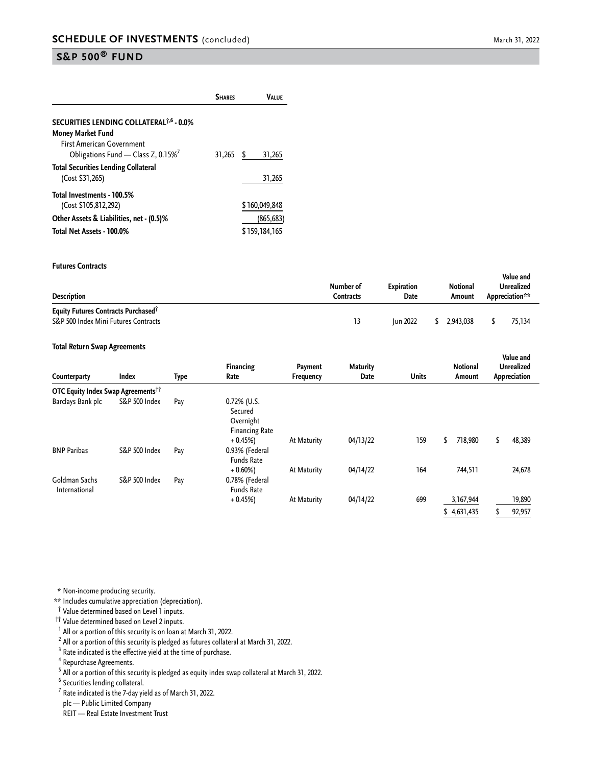## SCHEDULE OF INVESTMENTS (concluded)

## S&P 500® FUND

| | Shares | Value |
|---|---|---|
| **SECURITIES LENDING COLLATERAL†,6 - 0.0%** | | |
| **Money Market Fund** | | |
| First American Government Obligations Fund — Class Z, 0.15%[7] | 31,265 | $ 31,265 |
| **Total Securities Lending Collateral** (Cost $31,265) | | 31,265 |
| **Total Investments - 100.5%** (Cost $105,812,292) | | $ 160,049,848 |
| **Other Assets & Liabilities, net - (0.5)%** | | (865,683) |
| **Total Net Assets - 100.0%** | | $ 159,184,165 |

**Futures Contracts**

| Description | Number of Contracts | Expiration Date | Notional Amount | Value and Unrealized Appreciation** |
|---|---|---|---|---|
| **Equity Futures Contracts Purchased†** | | | | |
| S&P 500 Index Mini Futures Contracts | 13 | Jun 2022 | $ 2,943,038 | $ 75,134 |

**Total Return Swap Agreements**

| Counterparty | Index | Type | Financing Rate | Payment Frequency | Maturity Date | Units | Notional Amount | Value and Unrealized Appreciation |
|---|---|---|---|---|---|---|---|---|
| **OTC Equity Index Swap Agreements††** | | | | | | | | |
| Barclays Bank plc | S&P 500 Index | Pay | 0.72% (U.S. Secured Overnight Financing Rate + 0.45%) | At Maturity | 04/13/22 | 159 | $ 718,980 | $ 48,389 |
| BNP Paribas | S&P 500 Index | Pay | 0.93% (Federal Funds Rate + 0.60%) | At Maturity | 04/14/22 | 164 | 744,511 | 24,678 |
| Goldman Sachs International | S&P 500 Index | Pay | 0.78% (Federal Funds Rate + 0.45%) | At Maturity | 04/14/22 | 699 | 3,167,944 | 19,890 |
| | | | | | | | $ 4,631,435 | $ 92,957 |

\* Non-income producing security.

\*\* Includes cumulative appreciation (depreciation).

† Value determined based on Level 1 inputs.

†† Value determined based on Level 2 inputs.

[1] All or a portion of this security is on loan at March 31, 2022.

[2] All or a portion of this security is pledged as futures collateral at March 31, 2022.

[3] Rate indicated is the effective yield at the time of purchase.

[4] Repurchase Agreements.

[5] All or a portion of this security is pledged as equity index swap collateral at March 31, 2022.

[6] Securities lending collateral.

[7] Rate indicated is the 7-day yield as of March 31, 2022.

plc — Public Limited Company

REIT — Real Estate Investment Trust